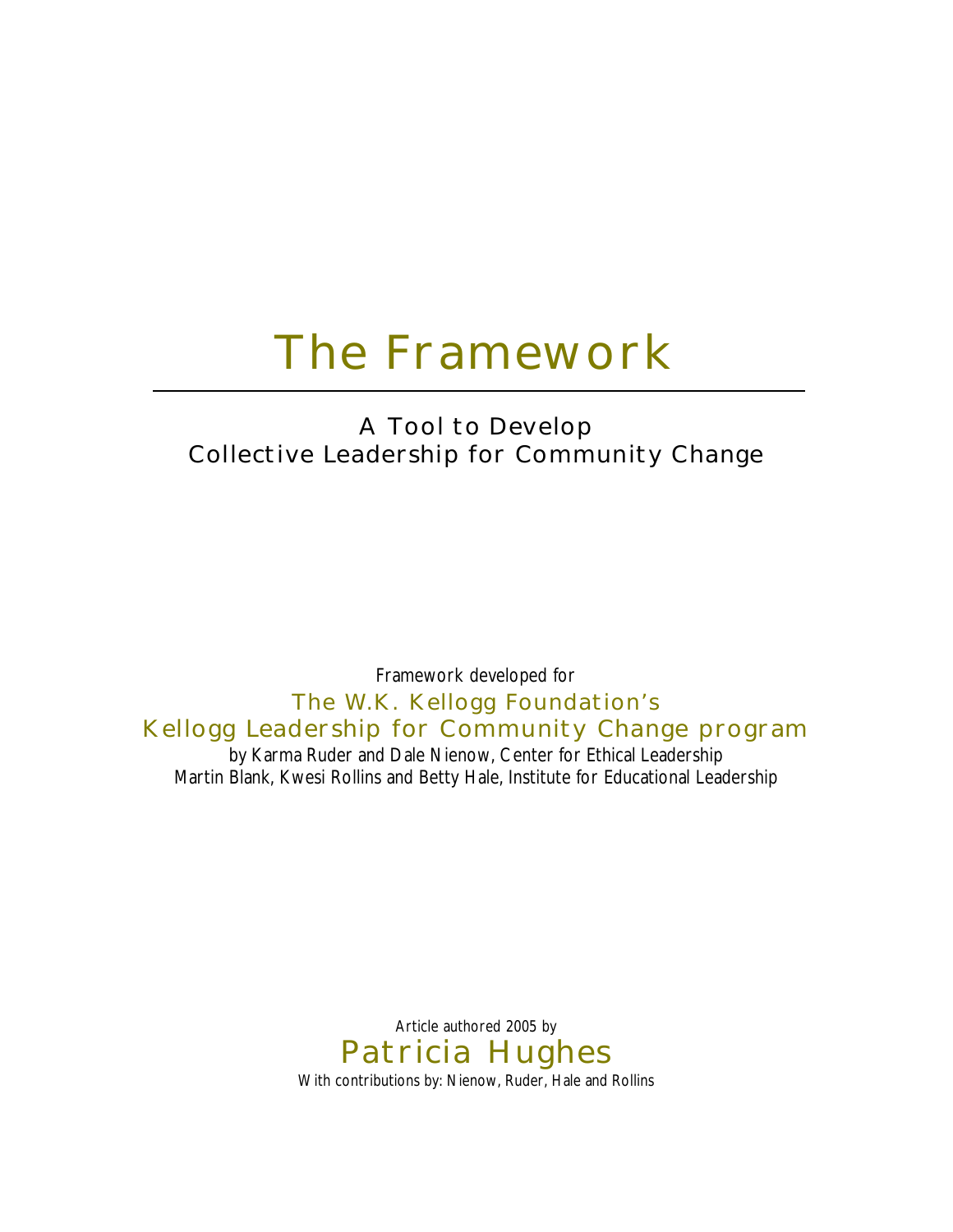# The Framework

## A Tool to Develop Collective Leadership for Community Change

Framework developed for

**The W.K. Kellogg Foundation's Kellogg Leadership for Community Change program**

by Karma Ruder and Dale Nienow, Center for Ethical Leadership
Martin Blank, Kwesi Rollins and Betty Hale, Institute for Educational Leadership

Article authored 2005 by

**Patricia Hughes**

With contributions by: Nienow, Ruder, Hale and Rollins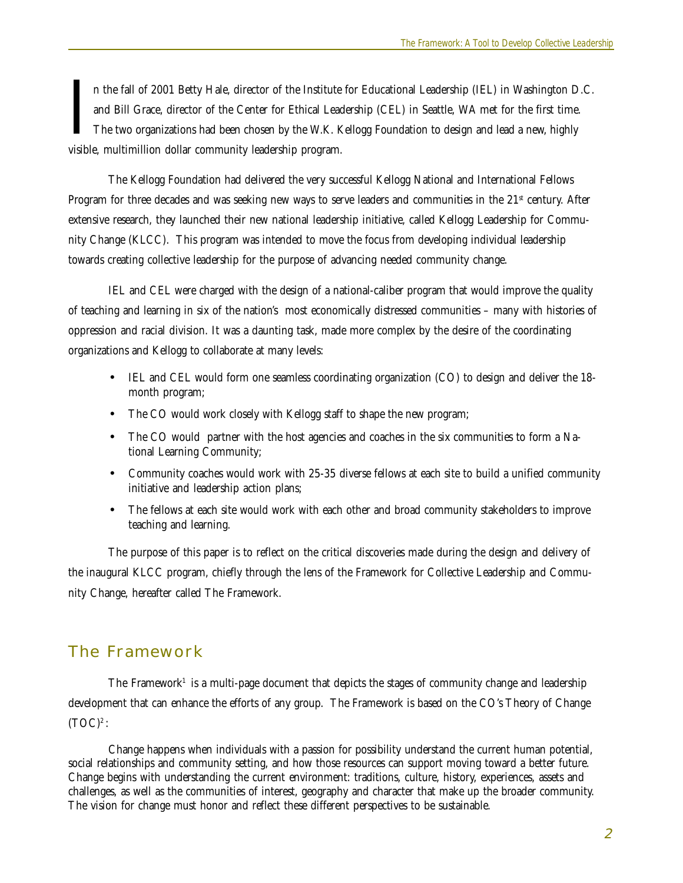In the fall of 2001 Betty Hale, director of the Institute for Educational Leadership (IEL) in Washington D.C. and Bill Grace, director of the Center for Ethical Leadership (CEL) in Seattle, WA met for the first time. The two organizations had been chosen by the W.K. Kellogg Foundation to design and lead a new, highly visible, multimillion dollar community leadership program.

The Kellogg Foundation had delivered the very successful Kellogg National and International Fellows Program for three decades and was seeking new ways to serve leaders and communities in the 21st century. After extensive research, they launched their new national leadership initiative, called Kellogg Leadership for Community Change (KLCC). This program was intended to move the focus from developing individual leadership towards creating collective leadership for the purpose of advancing needed community change.

IEL and CEL were charged with the design of a national-caliber program that would improve the quality of teaching and learning in six of the nation's most economically distressed communities – many with histories of oppression and racial division. It was a daunting task, made more complex by the desire of the coordinating organizations and Kellogg to collaborate at many levels:

- IEL and CEL would form one seamless coordinating organization (CO) to design and deliver the 18-month program;
- The CO would work closely with Kellogg staff to shape the new program;
- The CO would partner with the host agencies and coaches in the six communities to form a National Learning Community;
- Community coaches would work with 25-35 diverse fellows at each site to build a unified community initiative and leadership action plans;
- The fellows at each site would work with each other and broad community stakeholders to improve teaching and learning.

The purpose of this paper is to reflect on the critical discoveries made during the design and delivery of the inaugural KLCC program, chiefly through the lens of the Framework for Collective Leadership and Community Change, hereafter called The Framework.

## The Framework

The Framework[1] is a multi-page document that depicts the stages of community change and leadership development that can enhance the efforts of any group. The Framework is based on the CO's Theory of Change (TOC)[2]:

> Change happens when individuals with a passion for possibility understand the current human potential, social relationships and community setting, and how those resources can support moving toward a better future. Change begins with understanding the current environment: traditions, culture, history, experiences, assets and challenges, as well as the communities of interest, geography and character that make up the broader community. The vision for change must honor and reflect these different perspectives to be sustainable.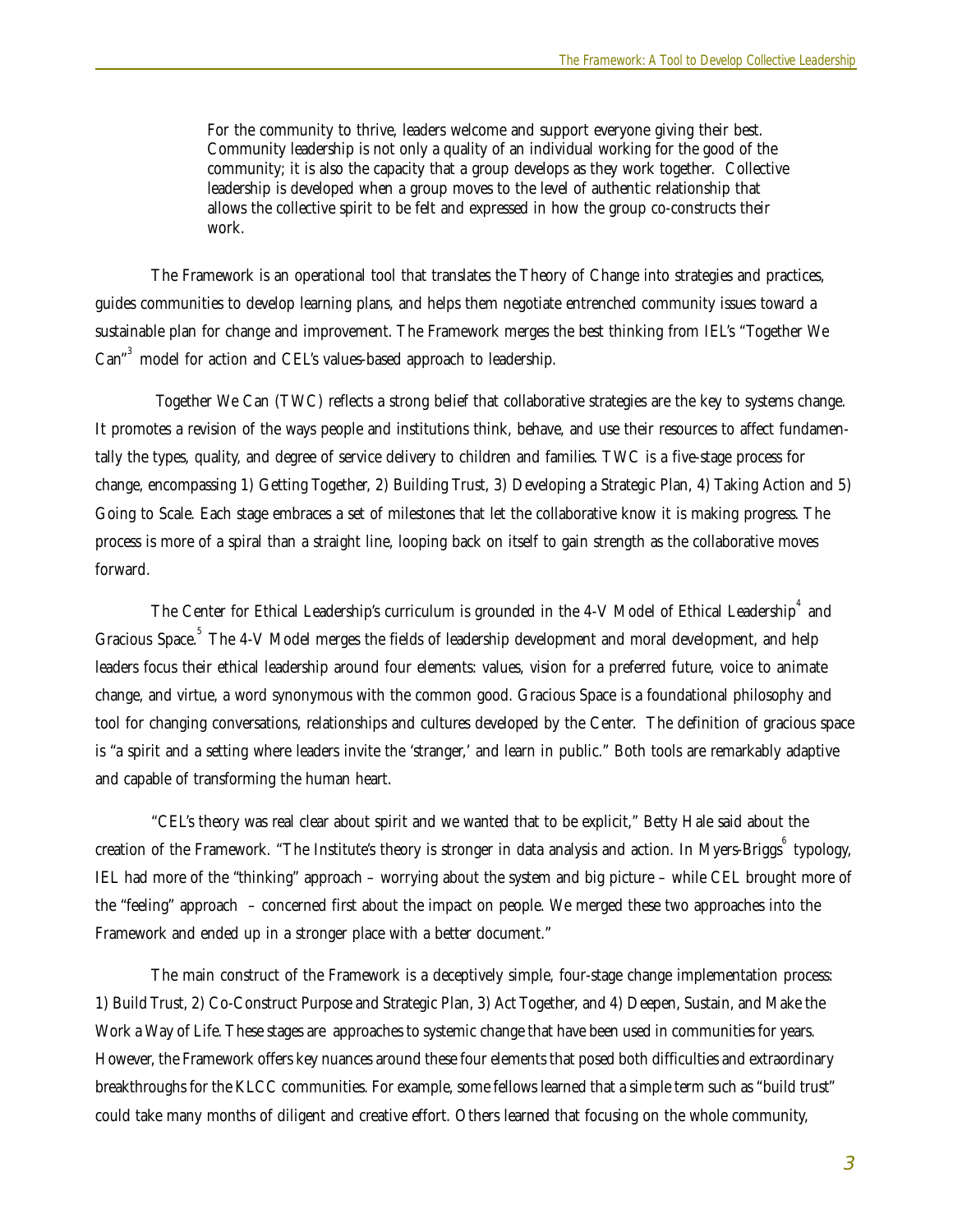For the community to thrive, leaders welcome and support everyone giving their best. Community leadership is not only a quality of an individual working for the good of the community; it is also the capacity that a group develops as they work together. Collective leadership is developed when a group moves to the level of authentic relationship that allows the collective spirit to be felt and expressed in how the group co-constructs their work.

The Framework is an operational tool that translates the Theory of Change into strategies and practices, guides communities to develop learning plans, and helps them negotiate entrenched community issues toward a sustainable plan for change and improvement. The Framework merges the best thinking from IEL's "Together We Can"[3] model for action and CEL's values-based approach to leadership.

Together We Can (TWC) reflects a strong belief that collaborative strategies are the key to systems change. It promotes a revision of the ways people and institutions think, behave, and use their resources to affect fundamentally the types, quality, and degree of service delivery to children and families. TWC is a five-stage process for change, encompassing 1) Getting Together, 2) Building Trust, 3) Developing a Strategic Plan, 4) Taking Action and 5) Going to Scale. Each stage embraces a set of milestones that let the collaborative know it is making progress. The process is more of a spiral than a straight line, looping back on itself to gain strength as the collaborative moves forward.

The Center for Ethical Leadership's curriculum is grounded in the 4-V Model of Ethical Leadership[4] and Gracious Space.[5] The 4-V Model merges the fields of leadership development and moral development, and help leaders focus their ethical leadership around four elements: values, vision for a preferred future, voice to animate change, and virtue, a word synonymous with the common good. Gracious Space is a foundational philosophy and tool for changing conversations, relationships and cultures developed by the Center. The definition of gracious space is "a spirit and a setting where leaders invite the 'stranger,' and learn in public." Both tools are remarkably adaptive and capable of transforming the human heart.

"CEL's theory was real clear about spirit and we wanted that to be explicit," Betty Hale said about the creation of the Framework. "The Institute's theory is stronger in data analysis and action. In Myers-Briggs[6] typology, IEL had more of the "thinking" approach – worrying about the system and big picture – while CEL brought more of the "feeling" approach – concerned first about the impact on people. We merged these two approaches into the Framework and ended up in a stronger place with a better document."

The main construct of the Framework is a deceptively simple, four-stage change implementation process: 1) Build Trust, 2) Co-Construct Purpose and Strategic Plan, 3) Act Together, and 4) Deepen, Sustain, and Make the Work a Way of Life. These stages are approaches to systemic change that have been used in communities for years. However, the Framework offers key nuances around these four elements that posed both difficulties and extraordinary breakthroughs for the KLCC communities. For example, some fellows learned that a simple term such as "build trust" could take many months of diligent and creative effort. Others learned that focusing on the whole community,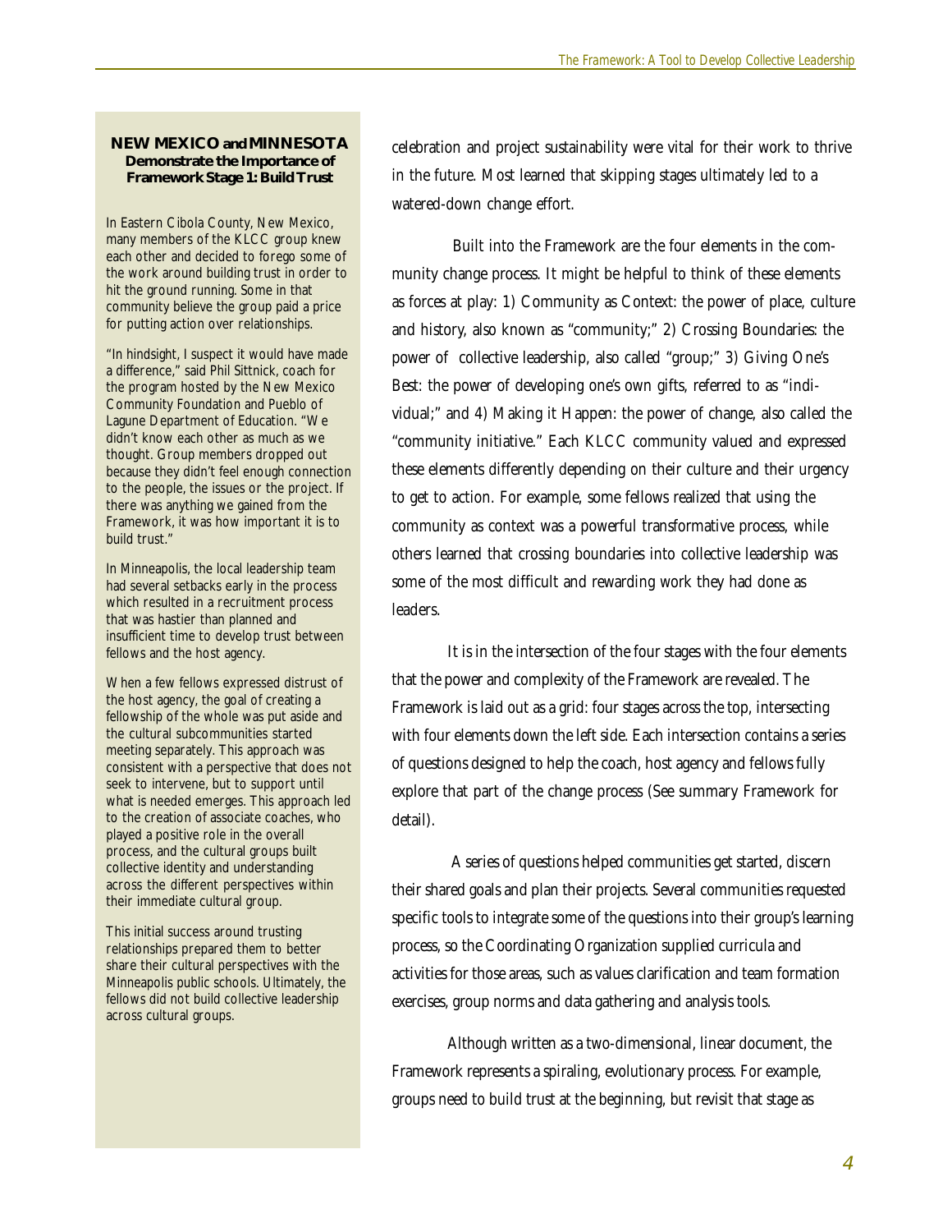### NEW MEXICO and MINNESOTA Demonstrate the Importance of Framework Stage 1: Build Trust

In Eastern Cibola County, New Mexico, many members of the KLCC group knew each other and decided to forego some of the work around building trust in order to hit the ground running. Some in that community believe the group paid a price for putting action over relationships.

"In hindsight, I suspect it would have made a difference," said Phil Sittnick, coach for the program hosted by the New Mexico Community Foundation and Pueblo of Lagune Department of Education. "We didn't know each other as much as we thought. Group members dropped out because they didn't feel enough connection to the people, the issues or the project. If there was anything we gained from the Framework, it was how important it is to build trust."

In Minneapolis, the local leadership team had several setbacks early in the process which resulted in a recruitment process that was hastier than planned and insufficient time to develop trust between fellows and the host agency.

When a few fellows expressed distrust of the host agency, the goal of creating a fellowship of the whole was put aside and the cultural subcommunities started meeting separately. This approach was consistent with a perspective that does not seek to intervene, but to support until what is needed emerges. This approach led to the creation of associate coaches, who played a positive role in the overall process, and the cultural groups built collective identity and understanding across the different perspectives within their immediate cultural group.

This initial success around trusting relationships prepared them to better share their cultural perspectives with the Minneapolis public schools. Ultimately, the fellows did not build collective leadership across cultural groups.

---

celebration and project sustainability were vital for their work to thrive in the future. Most learned that skipping stages ultimately led to a watered-down change effort.

Built into the Framework are the four elements in the community change process. It might be helpful to think of these elements as forces at play: 1) Community as Context: the power of place, culture and history, also known as "community;" 2) Crossing Boundaries: the power of collective leadership, also called "group;" 3) Giving One's Best: the power of developing one's own gifts, referred to as "individual;" and 4) Making it Happen: the power of change, also called the "community initiative." Each KLCC community valued and expressed these elements differently depending on their culture and their urgency to get to action. For example, some fellows realized that using the community as context was a powerful transformative process, while others learned that crossing boundaries into collective leadership was some of the most difficult and rewarding work they had done as leaders.

It is in the intersection of the four stages with the four elements that the power and complexity of the Framework are revealed. The Framework is laid out as a grid: four stages across the top, intersecting with four elements down the left side. Each intersection contains a series of questions designed to help the coach, host agency and fellows fully explore that part of the change process (See summary Framework for detail).

A series of questions helped communities get started, discern their shared goals and plan their projects. Several communities requested specific tools to integrate some of the questions into their group's learning process, so the Coordinating Organization supplied curricula and activities for those areas, such as values clarification and team formation exercises, group norms and data gathering and analysis tools.

Although written as a two-dimensional, linear document, the Framework represents a spiraling, evolutionary process. For example, groups need to build trust at the beginning, but revisit that stage as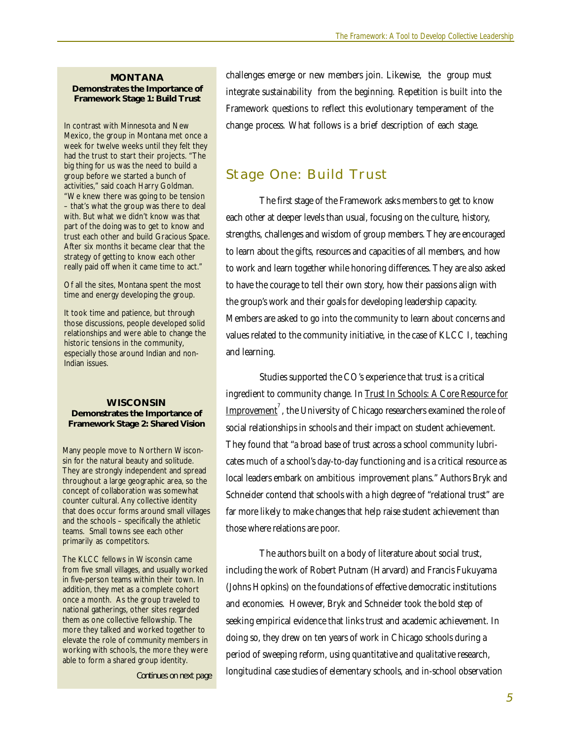challenges emerge or new members join. Likewise, the group must integrate sustainability from the beginning. Repetition is built into the Framework questions to reflect this evolutionary temperament of the change process. What follows is a brief description of each stage.

## Stage One: Build Trust

The first stage of the Framework asks members to get to know each other at deeper levels than usual, focusing on the culture, history, strengths, challenges and wisdom of group members. They are encouraged to learn about the gifts, resources and capacities of all members, and how to work and learn together while honoring differences. They are also asked to have the courage to tell their own story, how their passions align with the group's work and their goals for developing leadership capacity. Members are asked to go into the community to learn about concerns and values related to the community initiative, in the case of KLCC I, teaching and learning.

Studies supported the CO's experience that trust is a critical ingredient to community change. In Trust In Schools: A Core Resource for Improvement[7], the University of Chicago researchers examined the role of social relationships in schools and their impact on student achievement. They found that "a broad base of trust across a school community lubricates much of a school's day-to-day functioning and is a critical resource as local leaders embark on ambitious improvement plans." Authors Bryk and Schneider contend that schools with a high degree of "relational trust" are far more likely to make changes that help raise student achievement than those where relations are poor.

The authors built on a body of literature about social trust, including the work of Robert Putnam (Harvard) and Francis Fukuyama (Johns Hopkins) on the foundations of effective democratic institutions and economies. However, Bryk and Schneider took the bold step of seeking empirical evidence that links trust and academic achievement. In doing so, they drew on ten years of work in Chicago schools during a period of sweeping reform, using quantitative and qualitative research, longitudinal case studies of elementary schools, and in-school observation

---

**MONTANA**
**Demonstrates the Importance of Framework Stage 1: Build Trust**

In contrast with Minnesota and New Mexico, the group in Montana met once a week for twelve weeks until they felt they had the trust to start their projects. "The big thing for us was the need to build a group before we started a bunch of activities," said coach Harry Goldman. "We knew there was going to be tension – that's what the group was there to deal with. But what we didn't know was that part of the doing was to get to know and trust each other and build Gracious Space. After six months it became clear that the strategy of getting to know each other really paid off when it came time to act."

Of all the sites, Montana spent the most time and energy developing the group.

It took time and patience, but through those discussions, people developed solid relationships and were able to change the historic tensions in the community, especially those around Indian and non-Indian issues.

**WISCONSIN**
**Demonstrates the Importance of Framework Stage 2: Shared Vision**

Many people move to Northern Wisconsin for the natural beauty and solitude. They are strongly independent and spread throughout a large geographic area, so the concept of collaboration was somewhat counter cultural. Any collective identity that does occur forms around small villages and the schools – specifically the athletic teams. Small towns see each other primarily as competitors.

The KLCC fellows in Wisconsin came from five small villages, and usually worked in five-person teams within their town. In addition, they met as a complete cohort once a month. As the group traveled to national gatherings, other sites regarded them as one collective fellowship. The more they talked and worked together to elevate the role of community members in working with schools, the more they were able to form a shared group identity.

*Continues on next page*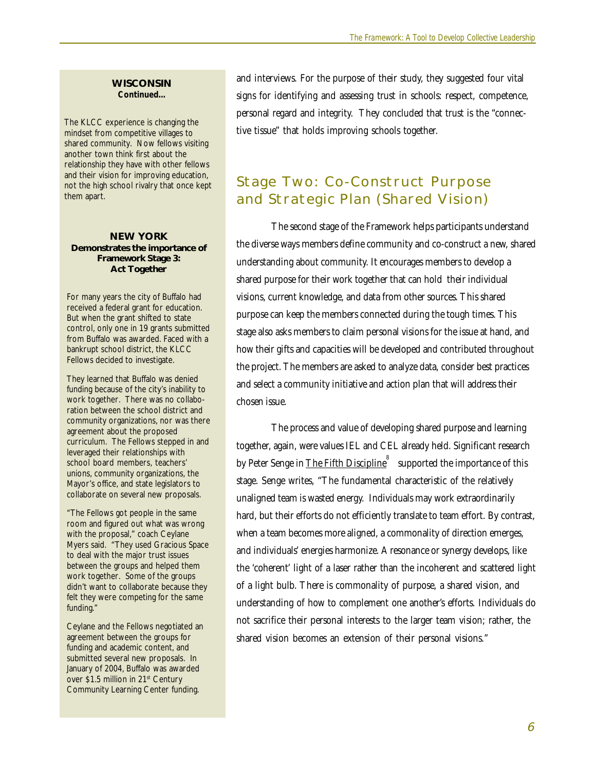**WISCONSIN**
**Continued…**

The KLCC experience is changing the mindset from competitive villages to shared community. Now fellows visiting another town think first about the relationship they have with other fellows and their vision for improving education, not the high school rivalry that once kept them apart.

**NEW YORK**
**Demonstrates the importance of Framework Stage 3: Act Together**

For many years the city of Buffalo had received a federal grant for education. But when the grant shifted to state control, only one in 19 grants submitted from Buffalo was awarded. Faced with a bankrupt school district, the KLCC Fellows decided to investigate.

They learned that Buffalo was denied funding because of the city's inability to work together. There was no collaboration between the school district and community organizations, nor was there agreement about the proposed curriculum. The Fellows stepped in and leveraged their relationships with school board members, teachers' unions, community organizations, the Mayor's office, and state legislators to collaborate on several new proposals.

"The Fellows got people in the same room and figured out what was wrong with the proposal," coach Ceylane Myers said. "They used Gracious Space to deal with the major trust issues between the groups and helped them work together. Some of the groups didn't want to collaborate because they felt they were competing for the same funding."

Ceylane and the Fellows negotiated an agreement between the groups for funding and academic content, and submitted several new proposals. In January of 2004, Buffalo was awarded over $1.5 million in 21st Century Community Learning Center funding.

and interviews. For the purpose of their study, they suggested four vital signs for identifying and assessing trust in schools: respect, competence, personal regard and integrity. They concluded that trust is the "connective tissue" that holds improving schools together.

## Stage Two: Co-Construct Purpose and Strategic Plan (Shared Vision)

The second stage of the Framework helps participants understand the diverse ways members define community and co-construct a new, shared understanding about community. It encourages members to develop a shared purpose for their work together that can hold their individual visions, current knowledge, and data from other sources. This shared purpose can keep the members connected during the tough times. This stage also asks members to claim personal visions for the issue at hand, and how their gifts and capacities will be developed and contributed throughout the project. The members are asked to analyze data, consider best practices and select a community initiative and action plan that will address their chosen issue.

The process and value of developing shared purpose and learning together, again, were values IEL and CEL already held. Significant research by Peter Senge in The Fifth Discipline[8] supported the importance of this stage. Senge writes, "The fundamental characteristic of the relatively unaligned team is wasted energy. Individuals may work extraordinarily hard, but their efforts do not efficiently translate to team effort. By contrast, when a team becomes more aligned, a commonality of direction emerges, and individuals' energies harmonize. A resonance or synergy develops, like the 'coherent' light of a laser rather than the incoherent and scattered light of a light bulb. There is commonality of purpose, a shared vision, and understanding of how to complement one another's efforts. Individuals do not sacrifice their personal interests to the larger team vision; rather, the shared vision becomes an extension of their personal visions."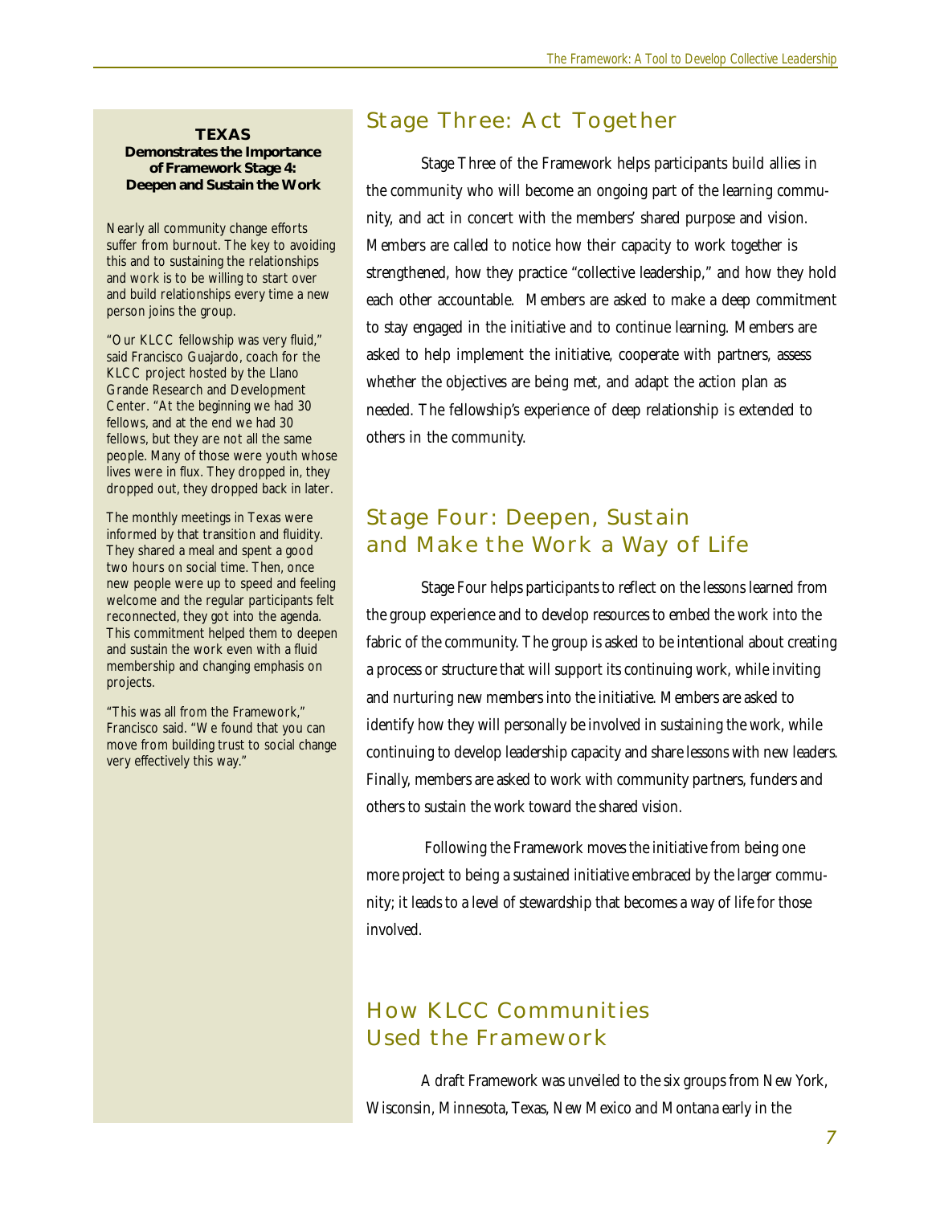**TEXAS**
**Demonstrates the Importance of Framework Stage 4: Deepen and Sustain the Work**

Nearly all community change efforts suffer from burnout. The key to avoiding this and to sustaining the relationships and work is to be willing to start over and build relationships every time a new person joins the group.

"Our KLCC fellowship was very fluid," said Francisco Guajardo, coach for the KLCC project hosted by the Llano Grande Research and Development Center. "At the beginning we had 30 fellows, and at the end we had 30 fellows, but they are not all the same people. Many of those were youth whose lives were in flux. They dropped in, they dropped out, they dropped back in later.

The monthly meetings in Texas were informed by that transition and fluidity. They shared a meal and spent a good two hours on social time. Then, once new people were up to speed and feeling welcome and the regular participants felt reconnected, they got into the agenda. This commitment helped them to deepen and sustain the work even with a fluid membership and changing emphasis on projects.

"This was all from the Framework," Francisco said. "We found that you can move from building trust to social change very effectively this way."

## Stage Three: Act Together

Stage Three of the Framework helps participants build allies in the community who will become an ongoing part of the learning community, and act in concert with the members' shared purpose and vision. Members are called to notice how their capacity to work together is strengthened, how they practice "collective leadership," and how they hold each other accountable. Members are asked to make a deep commitment to stay engaged in the initiative and to continue learning. Members are asked to help implement the initiative, cooperate with partners, assess whether the objectives are being met, and adapt the action plan as needed. The fellowship's experience of deep relationship is extended to others in the community.

## Stage Four: Deepen, Sustain and Make the Work a Way of Life

Stage Four helps participants to reflect on the lessons learned from the group experience and to develop resources to embed the work into the fabric of the community. The group is asked to be intentional about creating a process or structure that will support its continuing work, while inviting and nurturing new members into the initiative. Members are asked to identify how they will personally be involved in sustaining the work, while continuing to develop leadership capacity and share lessons with new leaders. Finally, members are asked to work with community partners, funders and others to sustain the work toward the shared vision.

Following the Framework moves the initiative from being one more project to being a sustained initiative embraced by the larger community; it leads to a level of stewardship that becomes a way of life for those involved.

## How KLCC Communities Used the Framework

A draft Framework was unveiled to the six groups from New York, Wisconsin, Minnesota, Texas, New Mexico and Montana early in the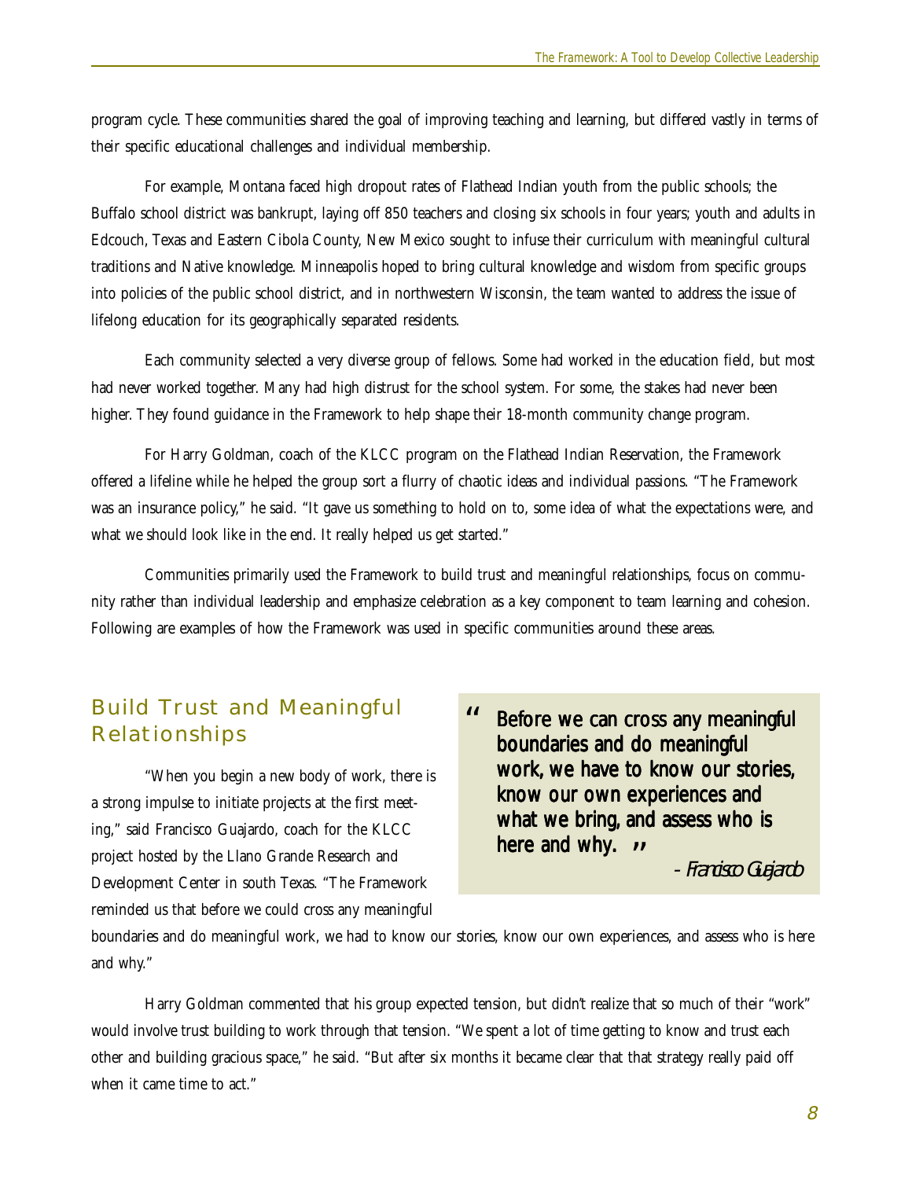program cycle. These communities shared the goal of improving teaching and learning, but differed vastly in terms of their specific educational challenges and individual membership.

For example, Montana faced high dropout rates of Flathead Indian youth from the public schools; the Buffalo school district was bankrupt, laying off 850 teachers and closing six schools in four years; youth and adults in Edcouch, Texas and Eastern Cibola County, New Mexico sought to infuse their curriculum with meaningful cultural traditions and Native knowledge. Minneapolis hoped to bring cultural knowledge and wisdom from specific groups into policies of the public school district, and in northwestern Wisconsin, the team wanted to address the issue of lifelong education for its geographically separated residents.

Each community selected a very diverse group of fellows. Some had worked in the education field, but most had never worked together. Many had high distrust for the school system. For some, the stakes had never been higher. They found guidance in the Framework to help shape their 18-month community change program.

For Harry Goldman, coach of the KLCC program on the Flathead Indian Reservation, the Framework offered a lifeline while he helped the group sort a flurry of chaotic ideas and individual passions. "The Framework was an insurance policy," he said. "It gave us something to hold on to, some idea of what the expectations were, and what we should look like in the end. It really helped us get started."

Communities primarily used the Framework to build trust and meaningful relationships, focus on community rather than individual leadership and emphasize celebration as a key component to team learning and cohesion. Following are examples of how the Framework was used in specific communities around these areas.

## Build Trust and Meaningful Relationships

"When you begin a new body of work, there is a strong impulse to initiate projects at the first meeting," said Francisco Guajardo, coach for the KLCC project hosted by the Llano Grande Research and Development Center in south Texas. "The Framework reminded us that before we could cross any meaningful boundaries and do meaningful work, we had to know our stories, know our own experiences, and assess who is here and why."

> "Before we can cross any meaningful boundaries and do meaningful work, we have to know our stories, know our own experiences and what we bring, and assess who is here and why."
>
> *- Francisco Guajardo*

Harry Goldman commented that his group expected tension, but didn't realize that so much of their "work" would involve trust building to work through that tension. "We spent a lot of time getting to know and trust each other and building gracious space," he said. "But after six months it became clear that that strategy really paid off when it came time to act."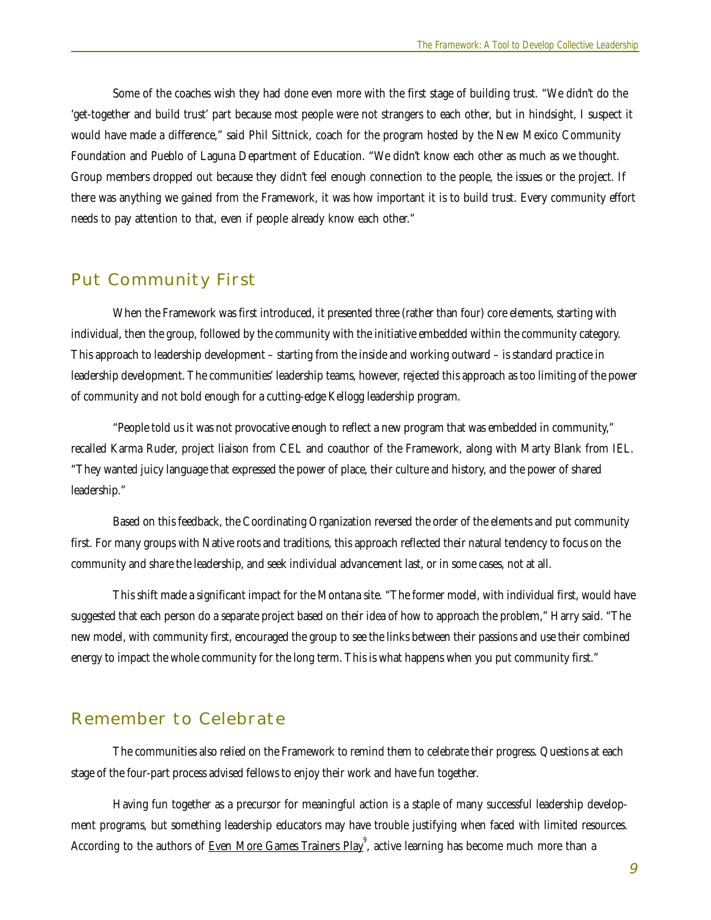Some of the coaches wish they had done even more with the first stage of building trust. "We didn't do the 'get-together and build trust' part because most people were not strangers to each other, but in hindsight, I suspect it would have made a difference," said Phil Sittnick, coach for the program hosted by the New Mexico Community Foundation and Pueblo of Laguna Department of Education. "We didn't know each other as much as we thought. Group members dropped out because they didn't feel enough connection to the people, the issues or the project. If there was anything we gained from the Framework, it was how important it is to build trust. Every community effort needs to pay attention to that, even if people already know each other."

## Put Community First

When the Framework was first introduced, it presented three (rather than four) core elements, starting with individual, then the group, followed by the community with the initiative embedded within the community category. This approach to leadership development – starting from the inside and working outward – is standard practice in leadership development. The communities' leadership teams, however, rejected this approach as too limiting of the power of community and not bold enough for a cutting-edge Kellogg leadership program.

"People told us it was not provocative enough to reflect a new program that was embedded in community," recalled Karma Ruder, project liaison from CEL and coauthor of the Framework, along with Marty Blank from IEL. "They wanted juicy language that expressed the power of place, their culture and history, and the power of shared leadership."

Based on this feedback, the Coordinating Organization reversed the order of the elements and put community first. For many groups with Native roots and traditions, this approach reflected their natural tendency to focus on the community and share the leadership, and seek individual advancement last, or in some cases, not at all.

This shift made a significant impact for the Montana site. "The former model, with individual first, would have suggested that each person do a separate project based on their idea of how to approach the problem," Harry said. "The new model, with community first, encouraged the group to see the links between their passions and use their combined energy to impact the whole community for the long term. This is what happens when you put community first."

## Remember to Celebrate

The communities also relied on the Framework to remind them to celebrate their progress. Questions at each stage of the four-part process advised fellows to enjoy their work and have fun together.

Having fun together as a precursor for meaningful action is a staple of many successful leadership development programs, but something leadership educators may have trouble justifying when faced with limited resources. According to the authors of Even More Games Trainers Play[9], active learning has become much more than a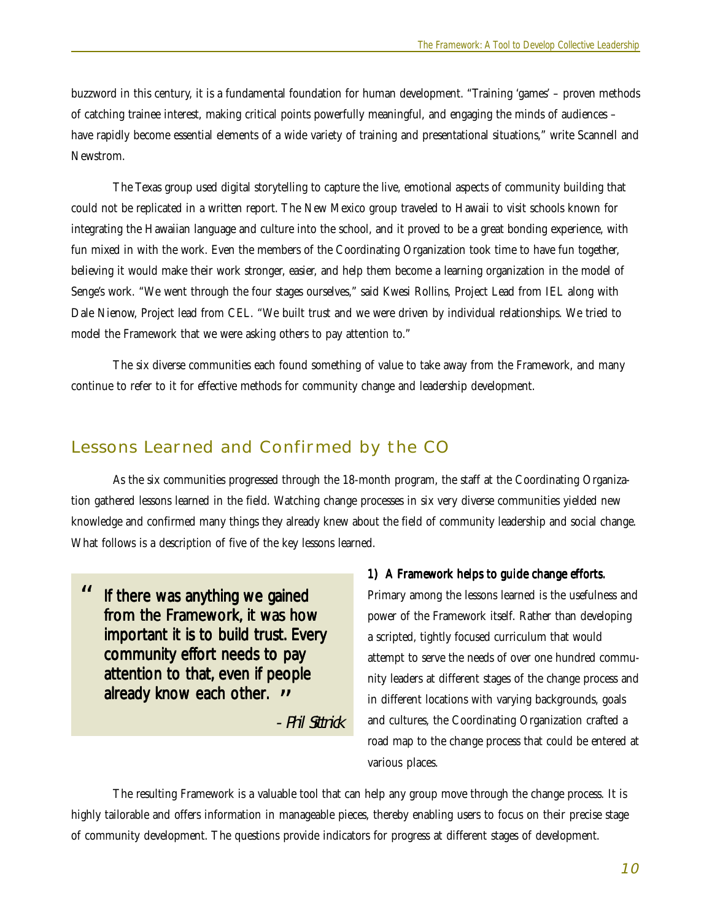buzzword in this century, it is a fundamental foundation for human development. "Training 'games' – proven methods of catching trainee interest, making critical points powerfully meaningful, and engaging the minds of audiences – have rapidly become essential elements of a wide variety of training and presentational situations," write Scannell and Newstrom.

The Texas group used digital storytelling to capture the live, emotional aspects of community building that could not be replicated in a written report. The New Mexico group traveled to Hawaii to visit schools known for integrating the Hawaiian language and culture into the school, and it proved to be a great bonding experience, with fun mixed in with the work. Even the members of the Coordinating Organization took time to have fun together, believing it would make their work stronger, easier, and help them become a learning organization in the model of Senge's work. "We went through the four stages ourselves," said Kwesi Rollins, Project Lead from IEL along with Dale Nienow, Project lead from CEL. "We built trust and we were driven by individual relationships. We tried to model the Framework that we were asking others to pay attention to."

The six diverse communities each found something of value to take away from the Framework, and many continue to refer to it for effective methods for community change and leadership development.

## Lessons Learned and Confirmed by the CO

As the six communities progressed through the 18-month program, the staff at the Coordinating Organization gathered lessons learned in the field. Watching change processes in six very diverse communities yielded new knowledge and confirmed many things they already knew about the field of community leadership and social change. What follows is a description of five of the key lessons learned.

> "If there was anything we gained from the Framework, it was how important it is to build trust. Every community effort needs to pay attention to that, even if people already know each other."
>
> *– Phil Sittnick*

**1) A Framework helps to guide change efforts.**
Primary among the lessons learned is the usefulness and power of the Framework itself. Rather than developing a scripted, tightly focused curriculum that would attempt to serve the needs of over one hundred community leaders at different stages of the change process and in different locations with varying backgrounds, goals and cultures, the Coordinating Organization crafted a road map to the change process that could be entered at various places.

The resulting Framework is a valuable tool that can help any group move through the change process. It is highly tailorable and offers information in manageable pieces, thereby enabling users to focus on their precise stage of community development. The questions provide indicators for progress at different stages of development.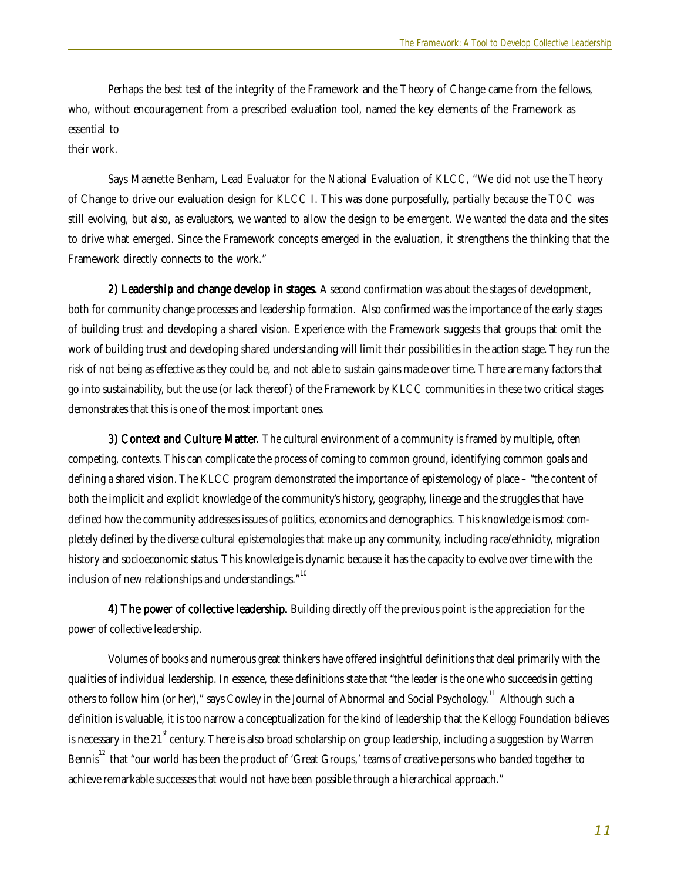Perhaps the best test of the integrity of the Framework and the Theory of Change came from the fellows, who, without encouragement from a prescribed evaluation tool, named the key elements of the Framework as essential to their work.

Says Maenette Benham, Lead Evaluator for the National Evaluation of KLCC, "We did not use the Theory of Change to drive our evaluation design for KLCC I. This was done purposefully, partially because the TOC was still evolving, but also, as evaluators, we wanted to allow the design to be emergent. We wanted the data and the sites to drive what emerged. Since the Framework concepts emerged in the evaluation, it strengthens the thinking that the Framework directly connects to the work."

**2) Leadership and change develop in stages.** A second confirmation was about the stages of development, both for community change processes and leadership formation. Also confirmed was the importance of the early stages of building trust and developing a shared vision. Experience with the Framework suggests that groups that omit the work of building trust and developing shared understanding will limit their possibilities in the action stage. They run the risk of not being as effective as they could be, and not able to sustain gains made over time. There are many factors that go into sustainability, but the use (or lack thereof) of the Framework by KLCC communities in these two critical stages demonstrates that this is one of the most important ones.

**3) Context and Culture Matter.** The cultural environment of a community is framed by multiple, often competing, contexts. This can complicate the process of coming to common ground, identifying common goals and defining a shared vision. The KLCC program demonstrated the importance of epistemology of place – "the content of both the implicit and explicit knowledge of the community's history, geography, lineage and the struggles that have defined how the community addresses issues of politics, economics and demographics. This knowledge is most completely defined by the diverse cultural epistemologies that make up any community, including race/ethnicity, migration history and socioeconomic status. This knowledge is dynamic because it has the capacity to evolve over time with the inclusion of new relationships and understandings."[10]

**4) The power of collective leadership.** Building directly off the previous point is the appreciation for the power of collective leadership.

Volumes of books and numerous great thinkers have offered insightful definitions that deal primarily with the qualities of individual leadership. In essence, these definitions state that "the leader is the one who succeeds in getting others to follow him (or her)," says Cowley in the Journal of Abnormal and Social Psychology.[11] Although such a definition is valuable, it is too narrow a conceptualization for the kind of leadership that the Kellogg Foundation believes is necessary in the 21st century. There is also broad scholarship on group leadership, including a suggestion by Warren Bennis[12] that "our world has been the product of 'Great Groups,' teams of creative persons who banded together to achieve remarkable successes that would not have been possible through a hierarchical approach."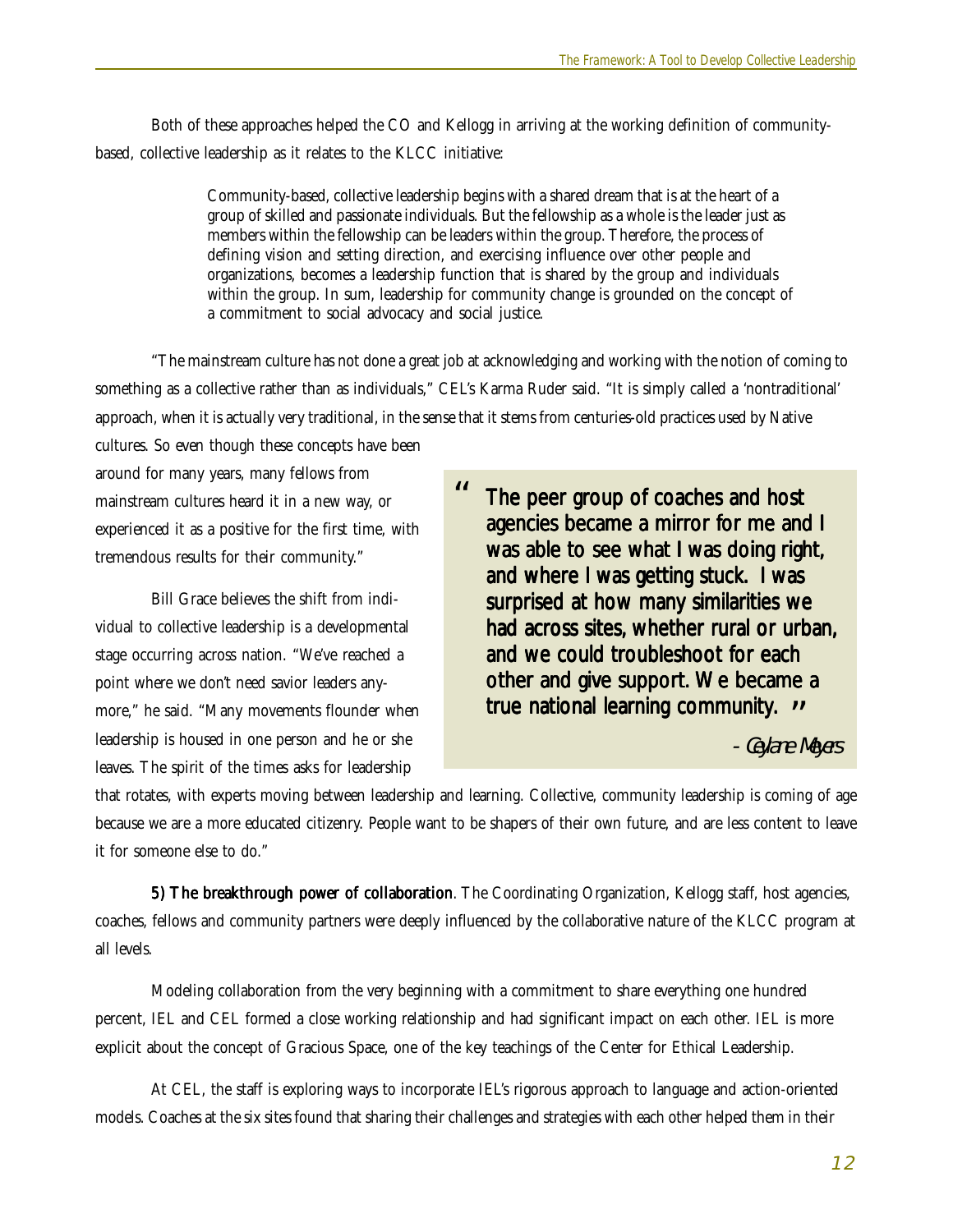Both of these approaches helped the CO and Kellogg in arriving at the working definition of community-based, collective leadership as it relates to the KLCC initiative:

> Community-based, collective leadership begins with a shared dream that is at the heart of a group of skilled and passionate individuals. But the fellowship as a whole is the leader just as members within the fellowship can be leaders within the group. Therefore, the process of defining vision and setting direction, and exercising influence over other people and organizations, becomes a leadership function that is shared by the group and individuals within the group. In sum, leadership for community change is grounded on the concept of a commitment to social advocacy and social justice.

"The mainstream culture has not done a great job at acknowledging and working with the notion of coming to something as a collective rather than as individuals," CEL's Karma Ruder said. "It is simply called a 'nontraditional' approach, when it is actually very traditional, in the sense that it stems from centuries-old practices used by Native cultures. So even though these concepts have been around for many years, many fellows from mainstream cultures heard it in a new way, or experienced it as a positive for the first time, with tremendous results for their community."

Bill Grace believes the shift from individual to collective leadership is a developmental stage occurring across nation. "We've reached a point where we don't need savior leaders anymore," he said. "Many movements flounder when leadership is housed in one person and he or she leaves. The spirit of the times asks for leadership that rotates, with experts moving between leadership and learning. Collective, community leadership is coming of age because we are a more educated citizenry. People want to be shapers of their own future, and are less content to leave it for someone else to do."

> **"The peer group of coaches and host agencies became a mirror for me and I was able to see what I was doing right, and where I was getting stuck. I was surprised at how many similarities we had across sites, whether rural or urban, and we could troubleshoot for each other and give support. We became a true national learning community."**
>
> *- Ceylane Meyers*

**5) The breakthrough power of collaboration**. The Coordinating Organization, Kellogg staff, host agencies, coaches, fellows and community partners were deeply influenced by the collaborative nature of the KLCC program at all levels.

Modeling collaboration from the very beginning with a commitment to share everything one hundred percent, IEL and CEL formed a close working relationship and had significant impact on each other. IEL is more explicit about the concept of Gracious Space, one of the key teachings of the Center for Ethical Leadership.

At CEL, the staff is exploring ways to incorporate IEL's rigorous approach to language and action-oriented models. Coaches at the six sites found that sharing their challenges and strategies with each other helped them in their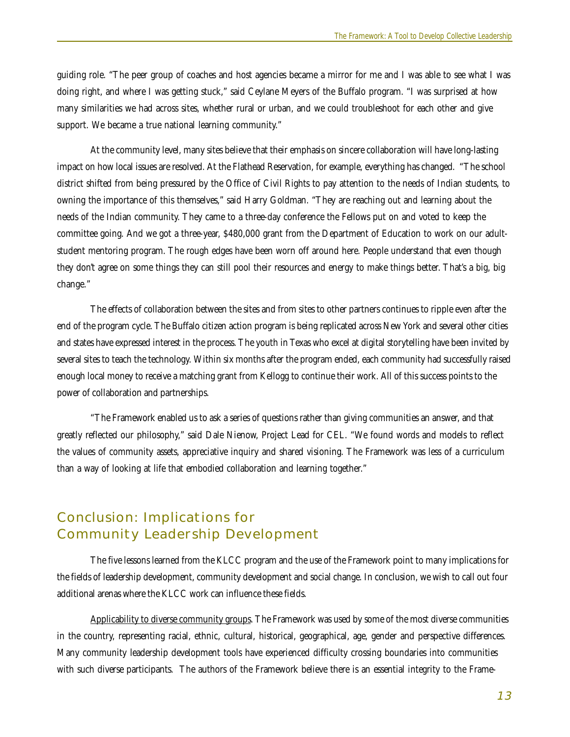guiding role. "The peer group of coaches and host agencies became a mirror for me and I was able to see what I was doing right, and where I was getting stuck," said Ceylane Meyers of the Buffalo program. "I was surprised at how many similarities we had across sites, whether rural or urban, and we could troubleshoot for each other and give support. We became a true national learning community."

At the community level, many sites believe that their emphasis on sincere collaboration will have long-lasting impact on how local issues are resolved. At the Flathead Reservation, for example, everything has changed. "The school district shifted from being pressured by the Office of Civil Rights to pay attention to the needs of Indian students, to owning the importance of this themselves," said Harry Goldman. "They are reaching out and learning about the needs of the Indian community. They came to a three-day conference the Fellows put on and voted to keep the committee going. And we got a three-year, $480,000 grant from the Department of Education to work on our adult-student mentoring program. The rough edges have been worn off around here. People understand that even though they don't agree on some things they can still pool their resources and energy to make things better. That's a big, big change."

The effects of collaboration between the sites and from sites to other partners continues to ripple even after the end of the program cycle. The Buffalo citizen action program is being replicated across New York and several other cities and states have expressed interest in the process. The youth in Texas who excel at digital storytelling have been invited by several sites to teach the technology. Within six months after the program ended, each community had successfully raised enough local money to receive a matching grant from Kellogg to continue their work. All of this success points to the power of collaboration and partnerships.

"The Framework enabled us to ask a series of questions rather than giving communities an answer, and that greatly reflected our philosophy," said Dale Nienow, Project Lead for CEL. "We found words and models to reflect the values of community assets, appreciative inquiry and shared visioning. The Framework was less of a curriculum than a way of looking at life that embodied collaboration and learning together."

## Conclusion: Implications for Community Leadership Development

The five lessons learned from the KLCC program and the use of the Framework point to many implications for the fields of leadership development, community development and social change. In conclusion, we wish to call out four additional arenas where the KLCC work can influence these fields.

Applicability to diverse community groups. The Framework was used by some of the most diverse communities in the country, representing racial, ethnic, cultural, historical, geographical, age, gender and perspective differences. Many community leadership development tools have experienced difficulty crossing boundaries into communities with such diverse participants. The authors of the Framework believe there is an essential integrity to the Frame-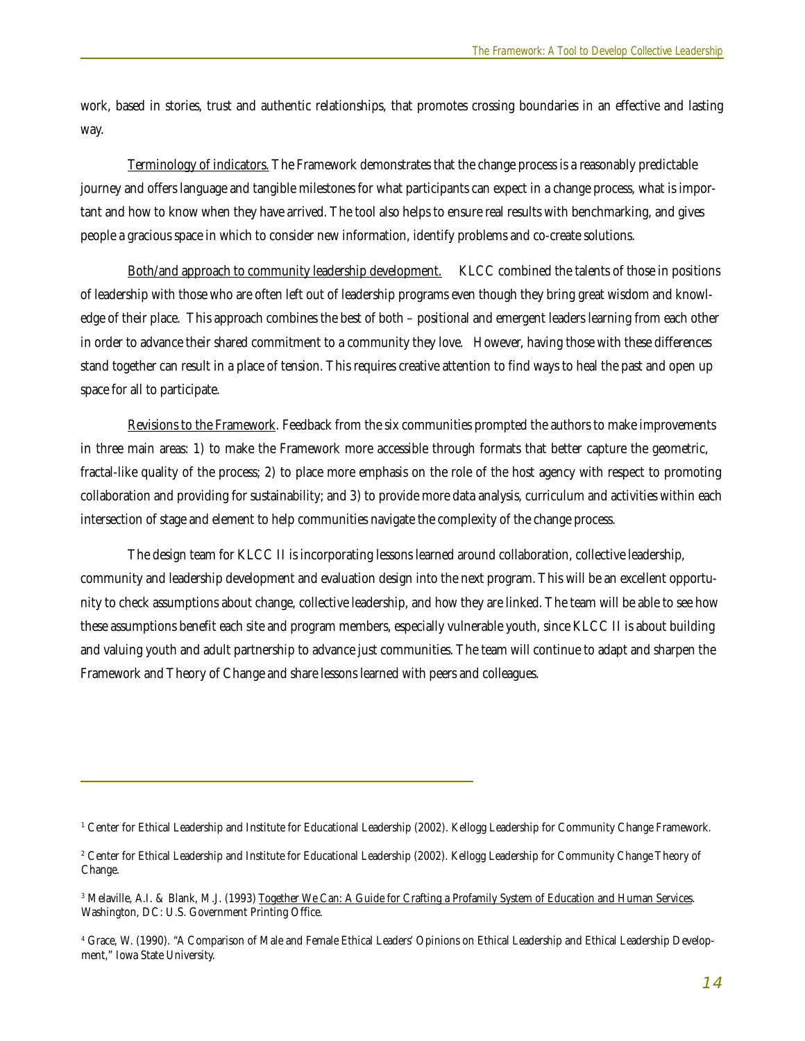work, based in stories, trust and authentic relationships, that promotes crossing boundaries in an effective and lasting way.

Terminology of indicators. The Framework demonstrates that the change process is a reasonably predictable journey and offers language and tangible milestones for what participants can expect in a change process, what is important and how to know when they have arrived. The tool also helps to ensure real results with benchmarking, and gives people a gracious space in which to consider new information, identify problems and co-create solutions.

Both/and approach to community leadership development. KLCC combined the talents of those in positions of leadership with those who are often left out of leadership programs even though they bring great wisdom and knowledge of their place. This approach combines the best of both – positional and emergent leaders learning from each other in order to advance their shared commitment to a community they love. However, having those with these differences stand together can result in a place of tension. This requires creative attention to find ways to heal the past and open up space for all to participate.

Revisions to the Framework. Feedback from the six communities prompted the authors to make improvements in three main areas: 1) to make the Framework more accessible through formats that better capture the geometric, fractal-like quality of the process; 2) to place more emphasis on the role of the host agency with respect to promoting collaboration and providing for sustainability; and 3) to provide more data analysis, curriculum and activities within each intersection of stage and element to help communities navigate the complexity of the change process.

The design team for KLCC II is incorporating lessons learned around collaboration, collective leadership, community and leadership development and evaluation design into the next program. This will be an excellent opportunity to check assumptions about change, collective leadership, and how they are linked. The team will be able to see how these assumptions benefit each site and program members, especially vulnerable youth, since KLCC II is about building and valuing youth and adult partnership to advance just communities. The team will continue to adapt and sharpen the Framework and Theory of Change and share lessons learned with peers and colleagues.

---

[1] Center for Ethical Leadership and Institute for Educational Leadership (2002). Kellogg Leadership for Community Change Framework.

[2] Center for Ethical Leadership and Institute for Educational Leadership (2002). Kellogg Leadership for Community Change Theory of Change.

[3] Melaville, A.I. & Blank, M.J. (1993) Together We Can: A Guide for Crafting a Profamily System of Education and Human Services. Washington, DC: U.S. Government Printing Office.

[4] Grace, W. (1990). "A Comparison of Male and Female Ethical Leaders' Opinions on Ethical Leadership and Ethical Leadership Development," Iowa State University.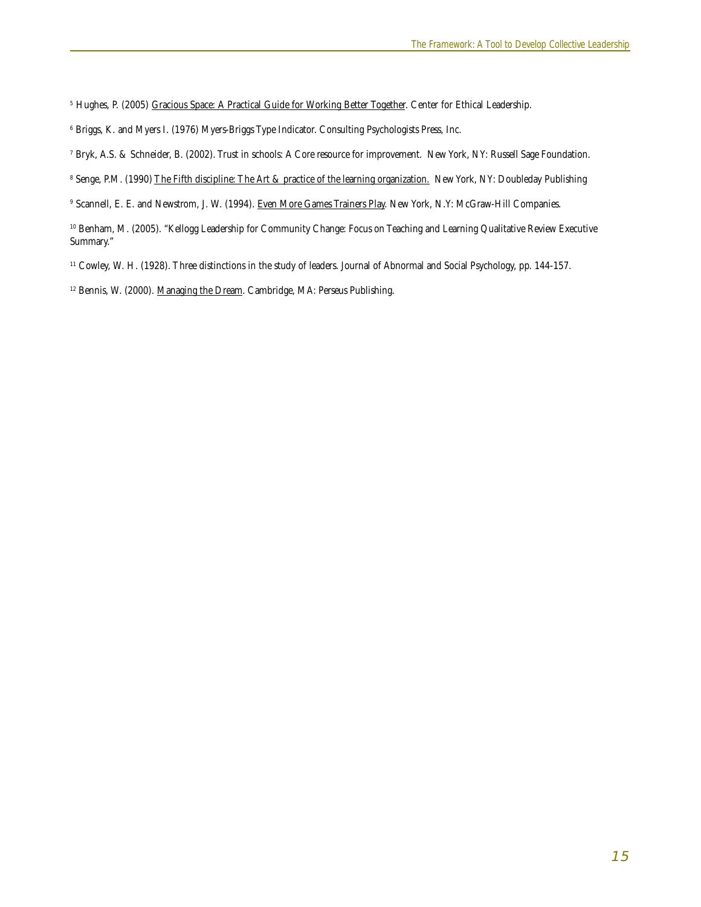[5] Hughes, P. (2005) Gracious Space: A Practical Guide for Working Better Together. Center for Ethical Leadership.

[6] Briggs, K. and Myers I. (1976) Myers-Briggs Type Indicator. Consulting Psychologists Press, Inc.

[7] Bryk, A.S. & Schneider, B. (2002). Trust in schools: A Core resource for improvement. New York, NY: Russell Sage Foundation.

[8] Senge, P.M. (1990) The Fifth discipline: The Art & practice of the learning organization. New York, NY: Doubleday Publishing

[9] Scannell, E. E. and Newstrom, J. W. (1994). Even More Games Trainers Play. New York, N.Y: McGraw-Hill Companies.

[10] Benham, M. (2005). "Kellogg Leadership for Community Change: Focus on Teaching and Learning Qualitative Review Executive Summary."

[11] Cowley, W. H. (1928). Three distinctions in the study of leaders. Journal of Abnormal and Social Psychology, pp. 144-157.

[12] Bennis, W. (2000). Managing the Dream. Cambridge, MA: Perseus Publishing.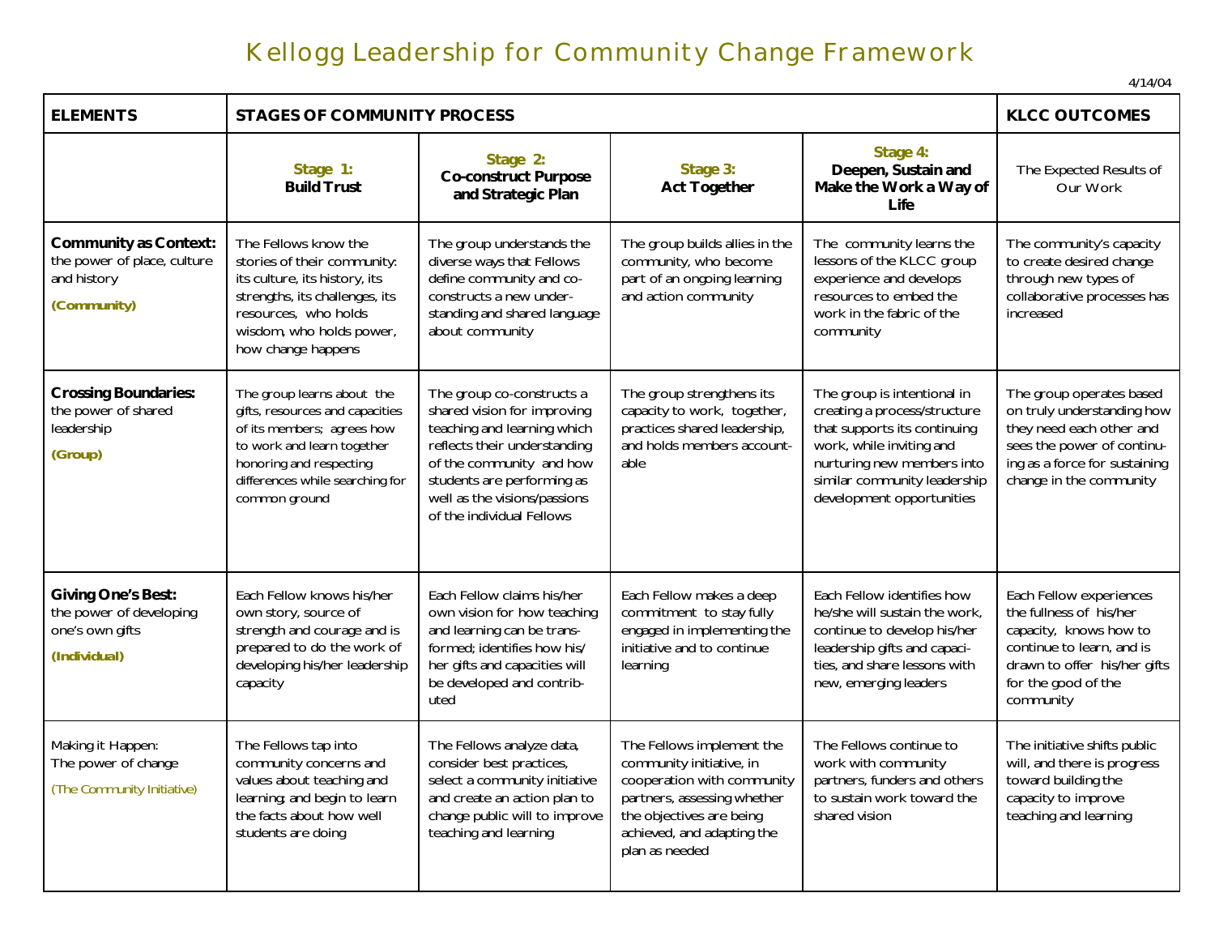# Kellogg Leadership for Community Change Framework

4/14/04

| ELEMENTS | STAGES OF COMMUNITY PROCESS | | | | KLCC OUTCOMES |
|---|---|---|---|---|---|
| | **Stage 1: Build Trust** | **Stage 2: Co-construct Purpose and Strategic Plan** | **Stage 3: Act Together** | **Stage 4: Deepen, Sustain and Make the Work a Way of Life** | The Expected Results of Our Work |
| **Community as Context:** the power of place, culture and history **(Community)** | The Fellows know the stories of their community: its culture, its history, its strengths, its challenges, its resources, who holds wisdom, who holds power, how change happens | The group understands the diverse ways that Fellows define community and co-constructs a new understanding and shared language about community | The group builds allies in the community, who become part of an ongoing learning and action community | The community learns the lessons of the KLCC group experience and develops resources to embed the work in the fabric of the community | The community's capacity to create desired change through new types of collaborative processes has increased |
| **Crossing Boundaries:** the power of shared leadership **(Group)** | The group learns about the gifts, resources and capacities of its members; agrees how to work and learn together honoring and respecting differences while searching for common ground | The group co-constructs a shared vision for improving teaching and learning which reflects their understanding of the community and how students are performing as well as the visions/passions of the individual Fellows | The group strengthens its capacity to work, together, practices shared leadership, and holds members accountable | The group is intentional in creating a process/structure that supports its continuing work, while inviting and nurturing new members into similar community leadership development opportunities | The group operates based on truly understanding how they need each other and sees the power of continuing as a force for sustaining change in the community |
| **Giving One's Best:** the power of developing one's own gifts **(Individual)** | Each Fellow knows his/her own story, source of strength and courage and is prepared to do the work of developing his/her leadership capacity | Each Fellow claims his/her own vision for how teaching and learning can be transformed; identifies how his/her gifts and capacities will be developed and contributed | Each Fellow makes a deep commitment to stay fully engaged in implementing the initiative and to continue learning | Each Fellow identifies how he/she will sustain the work, continue to develop his/her leadership gifts and capacities, and share lessons with new, emerging leaders | Each Fellow experiences the fullness of his/her capacity, knows how to continue to learn, and is drawn to offer his/her gifts for the good of the community |
| Making it Happen: The power of change (The Community Initiative) | The Fellows tap into community concerns and values about teaching and learning; and begin to learn the facts about how well students are doing | The Fellows analyze data, consider best practices, select a community initiative and create an action plan to change public will to improve teaching and learning | The Fellows implement the community initiative, in cooperation with community partners, assessing whether the objectives are being achieved, and adapting the plan as needed | The Fellows continue to work with community partners, funders and others to sustain work toward the shared vision | The initiative shifts public will, and there is progress toward building the capacity to improve teaching and learning |